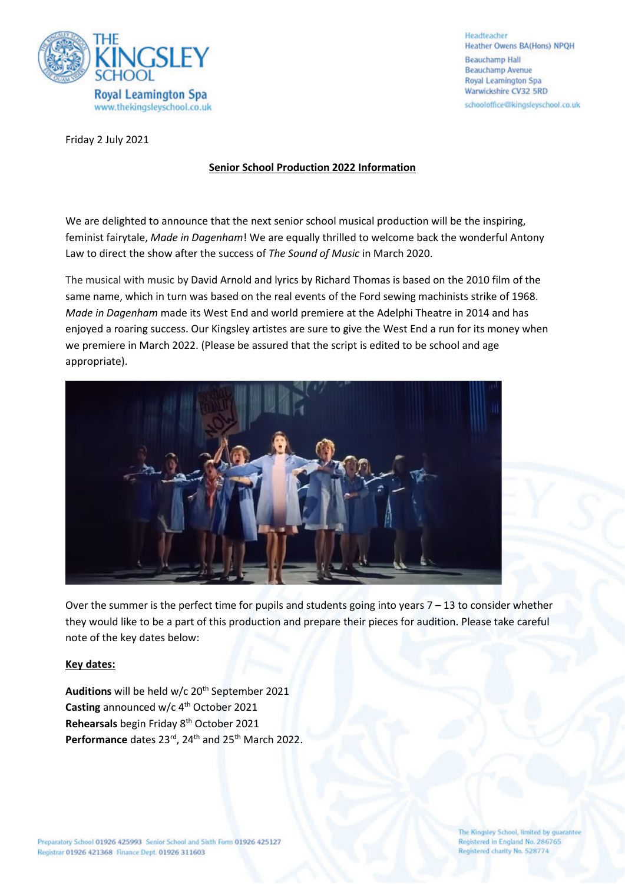THE KINGSLEY SCHOOL
Royal Leamington Spa
www.thekingsleyschool.co.uk

Headteacher
Heather Owens BA(Hons) NPQH
Beauchamp Hall
Beauchamp Avenue
Royal Leamington Spa
Warwickshire CV32 5RD
schooloffice@kingsleyschool.co.uk

Friday 2 July 2021

**Senior School Production 2022 Information**

We are delighted to announce that the next senior school musical production will be the inspiring, feminist fairytale, *Made in Dagenham*! We are equally thrilled to welcome back the wonderful Antony Law to direct the show after the success of *The Sound of Music* in March 2020.

The musical with music by David Arnold and lyrics by Richard Thomas is based on the 2010 film of the same name, which in turn was based on the real events of the Ford sewing machinists strike of 1968. *Made in Dagenham* made its West End and world premiere at the Adelphi Theatre in 2014 and has enjoyed a roaring success. Our Kingsley artistes are sure to give the West End a run for its money when we premiere in March 2022. (Please be assured that the script is edited to be school and age appropriate).

Over the summer is the perfect time for pupils and students going into years 7 – 13 to consider whether they would like to be a part of this production and prepare their pieces for audition. Please take careful note of the key dates below:

**Key dates:**

**Auditions** will be held w/c 20th September 2021
**Casting** announced w/c 4th October 2021
**Rehearsals** begin Friday 8th October 2021
**Performance** dates 23rd, 24th and 25th March 2022.

Preparatory School 01926 425993 Senior School and Sixth Form 01926 425127
Registrar 01926 421368 Finance Dept. 01926 311603

The Kingsley School, limited by guarantee
Registered in England No. 286765
Registered charity No. 528774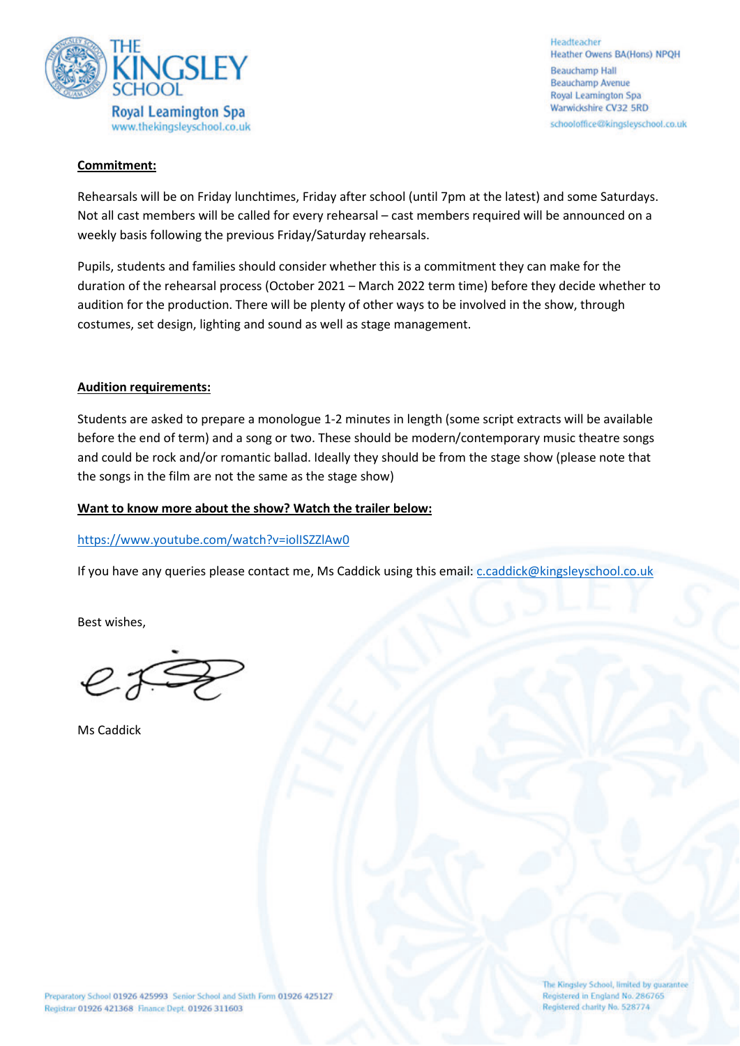**Commitment:**

Rehearsals will be on Friday lunchtimes, Friday after school (until 7pm at the latest) and some Saturdays. Not all cast members will be called for every rehearsal – cast members required will be announced on a weekly basis following the previous Friday/Saturday rehearsals.

Pupils, students and families should consider whether this is a commitment they can make for the duration of the rehearsal process (October 2021 – March 2022 term time) before they decide whether to audition for the production. There will be plenty of other ways to be involved in the show, through costumes, set design, lighting and sound as well as stage management.

**Audition requirements:**

Students are asked to prepare a monologue 1-2 minutes in length (some script extracts will be available before the end of term) and a song or two. These should be modern/contemporary music theatre songs and could be rock and/or romantic ballad. Ideally they should be from the stage show (please note that the songs in the film are not the same as the stage show)

**Want to know more about the show? Watch the trailer below:**

https://www.youtube.com/watch?v=iolISZZlAw0

If you have any queries please contact me, Ms Caddick using this email: c.caddick@kingsleyschool.co.uk

Best wishes,

Ms Caddick